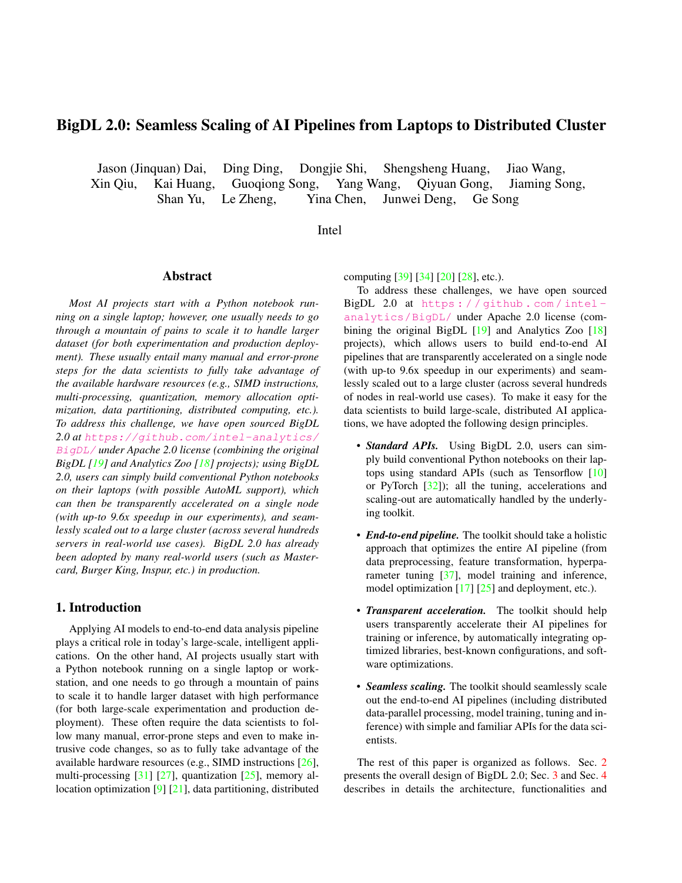# BigDL 2.0: Seamless Scaling of AI Pipelines from Laptops to Distributed Cluster

Jason (Jinquan) Dai, Ding Ding, Dongjie Shi, Shengsheng Huang, Jiao Wang, Xin Qiu, Kai Huang, Guoqiong Song, Yang Wang, Qiyuan Gong, Jiaming Song, Shan Yu, Le Zheng, Yina Chen, Junwei Deng, Ge Song

Intel

## Abstract

*Most AI projects start with a Python notebook running on a single laptop; however, one usually needs to go through a mountain of pains to scale it to handle larger dataset (for both experimentation and production deployment). These usually entail many manual and error-prone steps for the data scientists to fully take advantage of the available hardware resources (e.g., SIMD instructions, multi-processing, quantization, memory allocation optimization, data partitioning, distributed computing, etc.). To address this challenge, we have open sourced BigDL 2.0 at https://github.com/intel-analytics/BigDL/ under Apache 2.0 license (combining the original BigDL [19] and Analytics Zoo [18] projects); using BigDL 2.0, users can simply build conventional Python notebooks on their laptops (with possible AutoML support), which can then be transparently accelerated on a single node (with up-to 9.6x speedup in our experiments), and seamlessly scaled out to a large cluster (across several hundreds servers in real-world use cases). BigDL 2.0 has already been adopted by many real-world users (such as Mastercard, Burger King, Inspur, etc.) in production.*

## 1. Introduction

Applying AI models to end-to-end data analysis pipeline plays a critical role in today's large-scale, intelligent applications. On the other hand, AI projects usually start with a Python notebook running on a single laptop or workstation, and one needs to go through a mountain of pains to scale it to handle larger dataset with high performance (for both large-scale experimentation and production deployment). These often require the data scientists to follow many manual, error-prone steps and even to make intrusive code changes, so as to fully take advantage of the available hardware resources (e.g., SIMD instructions [26], multi-processing [31] [27], quantization [25], memory allocation optimization [9] [21], data partitioning, distributed computing [39] [34] [20] [28], etc.).

To address these challenges, we have open sourced BigDL 2.0 at https://github.com/intel-analytics/BigDL/ under Apache 2.0 license (combining the original BigDL [19] and Analytics Zoo [18] projects), which allows users to build end-to-end AI pipelines that are transparently accelerated on a single node (with up-to 9.6x speedup in our experiments) and seamlessly scaled out to a large cluster (across several hundreds of nodes in real-world use cases). To make it easy for the data scientists to build large-scale, distributed AI applications, we have adopted the following design principles.

- ***Standard APIs.*** Using BigDL 2.0, users can simply build conventional Python notebooks on their laptops using standard APIs (such as Tensorflow [10] or PyTorch [32]); all the tuning, accelerations and scaling-out are automatically handled by the underlying toolkit.
- ***End-to-end pipeline.*** The toolkit should take a holistic approach that optimizes the entire AI pipeline (from data preprocessing, feature transformation, hyperparameter tuning [37], model training and inference, model optimization [17] [25] and deployment, etc.).
- ***Transparent acceleration.*** The toolkit should help users transparently accelerate their AI pipelines for training or inference, by automatically integrating optimized libraries, best-known configurations, and software optimizations.
- ***Seamless scaling.*** The toolkit should seamlessly scale out the end-to-end AI pipelines (including distributed data-parallel processing, model training, tuning and inference) with simple and familiar APIs for the data scientists.

The rest of this paper is organized as follows. Sec. 2 presents the overall design of BigDL 2.0; Sec. 3 and Sec. 4 describes in details the architecture, functionalities and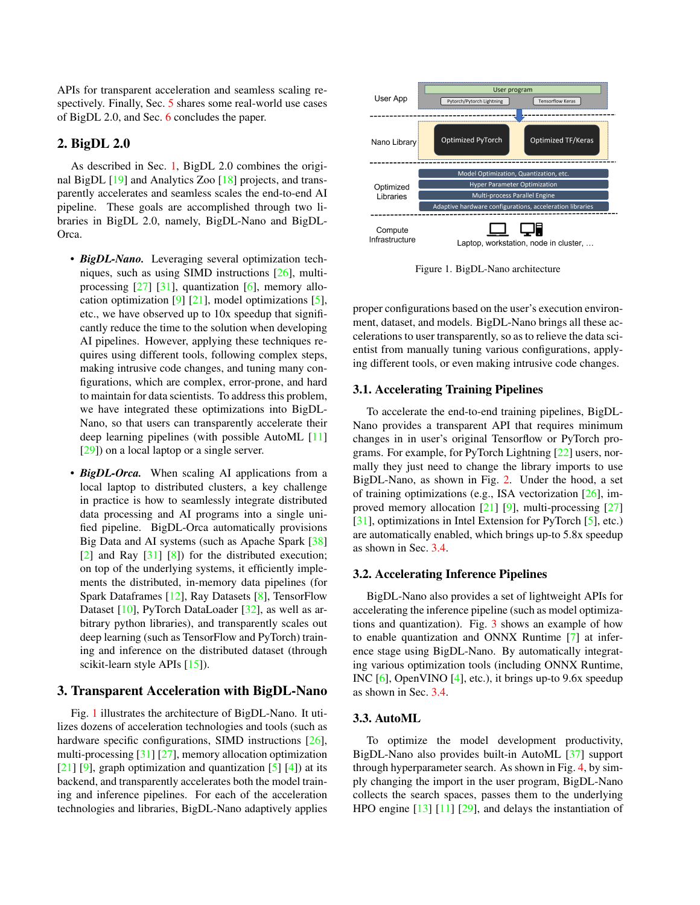APIs for transparent acceleration and seamless scaling respectively. Finally, Sec. 5 shares some real-world use cases of BigDL 2.0, and Sec. 6 concludes the paper.

## 2. BigDL 2.0

As described in Sec. 1, BigDL 2.0 combines the original BigDL [19] and Analytics Zoo [18] projects, and transparently accelerates and seamless scales the end-to-end AI pipeline. These goals are accomplished through two libraries in BigDL 2.0, namely, BigDL-Nano and BigDL-Orca.

- ***BigDL-Nano.*** Leveraging several optimization techniques, such as using SIMD instructions [26], multi-processing [27] [31], quantization [6], memory allocation optimization [9] [21], model optimizations [5], etc., we have observed up to 10x speedup that significantly reduce the time to the solution when developing AI pipelines. However, applying these techniques requires using different tools, following complex steps, making intrusive code changes, and tuning many configurations, which are complex, error-prone, and hard to maintain for data scientists. To address this problem, we have integrated these optimizations into BigDL-Nano, so that users can transparently accelerate their deep learning pipelines (with possible AutoML [11] [29]) on a local laptop or a single server.

- ***BigDL-Orca.*** When scaling AI applications from a local laptop to distributed clusters, a key challenge in practice is how to seamlessly integrate distributed data processing and AI programs into a single unified pipeline. BigDL-Orca automatically provisions Big Data and AI systems (such as Apache Spark [38] [2] and Ray [31] [8]) for the distributed execution; on top of the underlying systems, it efficiently implements the distributed, in-memory data pipelines (for Spark Dataframes [12], Ray Datasets [8], TensorFlow Dataset [10], PyTorch DataLoader [32], as well as arbitrary python libraries), and transparently scales out deep learning (such as TensorFlow and PyTorch) training and inference on the distributed dataset (through scikit-learn style APIs [15]).

## 3. Transparent Acceleration with BigDL-Nano

Fig. 1 illustrates the architecture of BigDL-Nano. It utilizes dozens of acceleration technologies and tools (such as hardware specific configurations, SIMD instructions [26], multi-processing [31] [27], memory allocation optimization [21] [9], graph optimization and quantization [5] [4]) at its backend, and transparently accelerates both the model training and inference pipelines. For each of the acceleration technologies and libraries, BigDL-Nano adaptively applies proper configurations based on the user's execution environment, dataset, and models. BigDL-Nano brings all these accelerations to user transparently, so as to relieve the data scientist from manually tuning various configurations, applying different tools, or even making intrusive code changes.

Figure 1. BigDL-Nano architecture

### 3.1. Accelerating Training Pipelines

To accelerate the end-to-end training pipelines, BigDL-Nano provides a transparent API that requires minimum changes in in user's original Tensorflow or PyTorch programs. For example, for PyTorch Lightning [22] users, normally they just need to change the library imports to use BigDL-Nano, as shown in Fig. 2. Under the hood, a set of training optimizations (e.g., ISA vectorization [26], improved memory allocation [21] [9], multi-processing [27] [31], optimizations in Intel Extension for PyTorch [5], etc.) are automatically enabled, which brings up-to 5.8x speedup as shown in Sec. 3.4.

### 3.2. Accelerating Inference Pipelines

BigDL-Nano also provides a set of lightweight APIs for accelerating the inference pipeline (such as model optimizations and quantization). Fig. 3 shows an example of how to enable quantization and ONNX Runtime [7] at inference stage using BigDL-Nano. By automatically integrating various optimization tools (including ONNX Runtime, INC [6], OpenVINO [4], etc.), it brings up-to 9.6x speedup as shown in Sec. 3.4.

### 3.3. AutoML

To optimize the model development productivity, BigDL-Nano also provides built-in AutoML [37] support through hyperparameter search. As shown in Fig. 4, by simply changing the import in the user program, BigDL-Nano collects the search spaces, passes them to the underlying HPO engine [13] [11] [29], and delays the instantiation of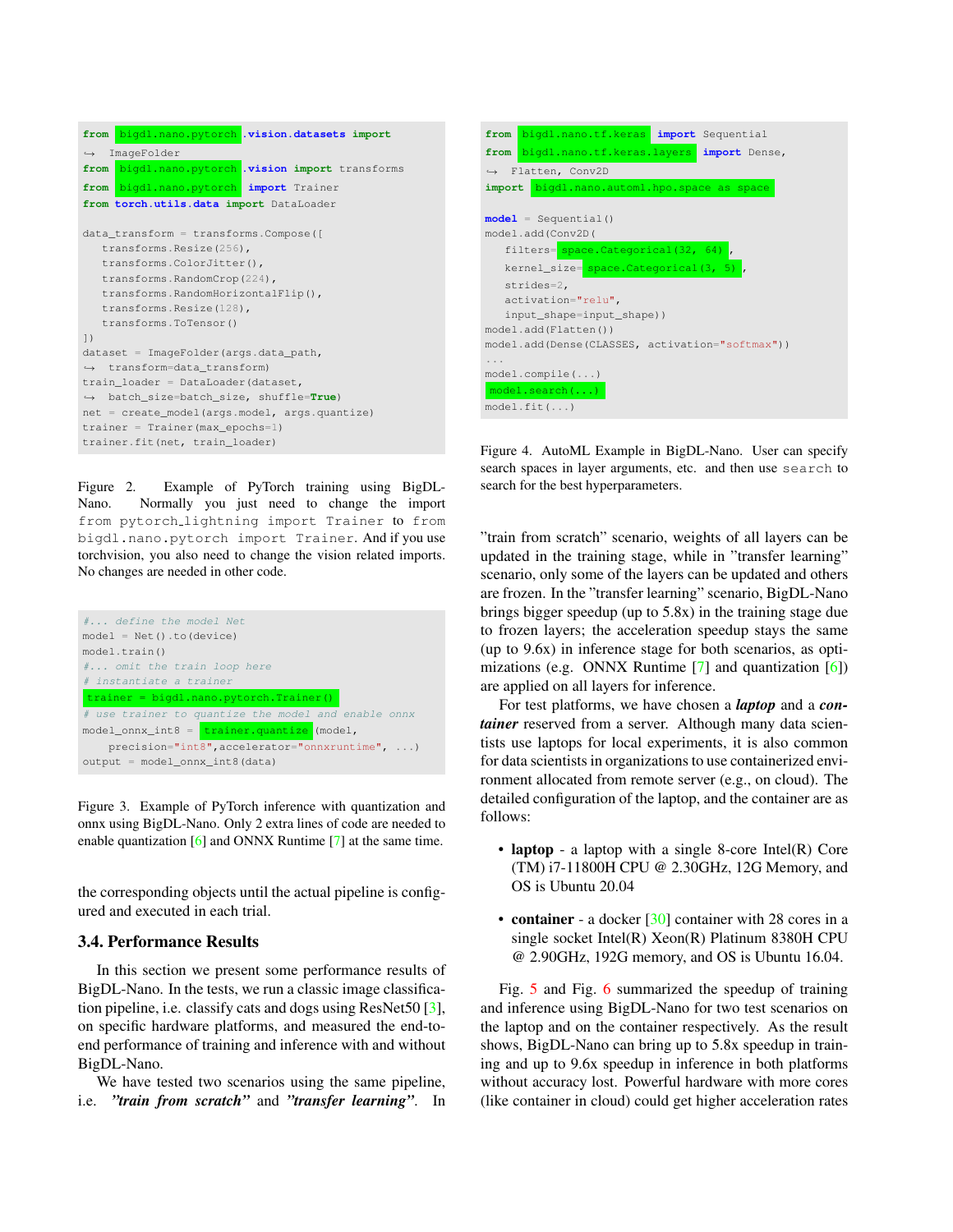```python
from bigdl.nano.pytorch.vision.datasets import
↪ ImageFolder
from bigdl.nano.pytorch.vision import transforms
from bigdl.nano.pytorch import Trainer
from torch.utils.data import DataLoader

data_transform = transforms.Compose([
    transforms.Resize(256),
    transforms.ColorJitter(),
    transforms.RandomCrop(224),
    transforms.RandomHorizontalFlip(),
    transforms.Resize(128),
    transforms.ToTensor()
])
dataset = ImageFolder(args.data_path,
↪  transform=data_transform)
train_loader = DataLoader(dataset,
↪  batch_size=batch_size, shuffle=True)
net = create_model(args.model, args.quantize)
trainer = Trainer(max_epochs=1)
trainer.fit(net, train_loader)
```

Figure 2. Example of PyTorch training using BigDL-Nano. Normally you just need to change the import `from pytorch_lightning import Trainer` to `from bigdl.nano.pytorch import Trainer`. And if you use torchvision, you also need to change the vision related imports. No changes are needed in other code.

```python
#... define the model Net
model = Net().to(device)
model.train()
#... omit the train loop here
# instantiate a trainer
trainer = bigdl.nano.pytorch.Trainer()
# use trainer to quantize the model and enable onnx
model_onnx_int8 = trainer.quantize(model,
    precision="int8",accelerator="onnxruntime", ...)
output = model_onnx_int8(data)
```

Figure 3. Example of PyTorch inference with quantization and onnx using BigDL-Nano. Only 2 extra lines of code are needed to enable quantization [6] and ONNX Runtime [7] at the same time.

the corresponding objects until the actual pipeline is configured and executed in each trial.

### 3.4. Performance Results

In this section we present some performance results of BigDL-Nano. In the tests, we run a classic image classification pipeline, i.e. classify cats and dogs using ResNet50 [3], on specific hardware platforms, and measured the end-to-end performance of training and inference with and without BigDL-Nano.

We have tested two scenarios using the same pipeline, i.e. ***"train from scratch"*** and ***"transfer learning"***. In

```python
from bigdl.nano.tf.keras import Sequential
from bigdl.nano.tf.keras.layers import Dense,
↪ Flatten, Conv2D
import bigdl.nano.automl.hpo.space as space

model = Sequential()
model.add(Conv2D(
    filters=space.Categorical(32, 64),
    kernel_size=space.Categorical(3, 5),
    strides=2,
    activation="relu",
    input_shape=input_shape))
model.add(Flatten())
model.add(Dense(CLASSES, activation="softmax"))
...
model.compile(...)
model.search(...)
model.fit(...)
```

Figure 4. AutoML Example in BigDL-Nano. User can specify search spaces in layer arguments, etc. and then use `search` to search for the best hyperparameters.

"train from scratch" scenario, weights of all layers can be updated in the training stage, while in "transfer learning" scenario, only some of the layers can be updated and others are frozen. In the "transfer learning" scenario, BigDL-Nano brings bigger speedup (up to 5.8x) in the training stage due to frozen layers; the acceleration speedup stays the same (up to 9.6x) in inference stage for both scenarios, as optimizations (e.g. ONNX Runtime [7] and quantization [6]) are applied on all layers for inference.

For test platforms, we have chosen a ***laptop*** and a ***container*** reserved from a server. Although many data scientists use laptops for local experiments, it is also common for data scientists in organizations to use containerized environment allocated from remote server (e.g., on cloud). The detailed configuration of the laptop, and the container are as follows:

- **laptop** - a laptop with a single 8-core Intel(R) Core (TM) i7-11800H CPU @ 2.30GHz, 12G Memory, and OS is Ubuntu 20.04
- **container** - a docker [30] container with 28 cores in a single socket Intel(R) Xeon(R) Platinum 8380H CPU @ 2.90GHz, 192G memory, and OS is Ubuntu 16.04.

Fig. 5 and Fig. 6 summarized the speedup of training and inference using BigDL-Nano for two test scenarios on the laptop and on the container respectively. As the result shows, BigDL-Nano can bring up to 5.8x speedup in training and up to 9.6x speedup in inference in both platforms without accuracy lost. Powerful hardware with more cores (like container in cloud) could get higher acceleration rates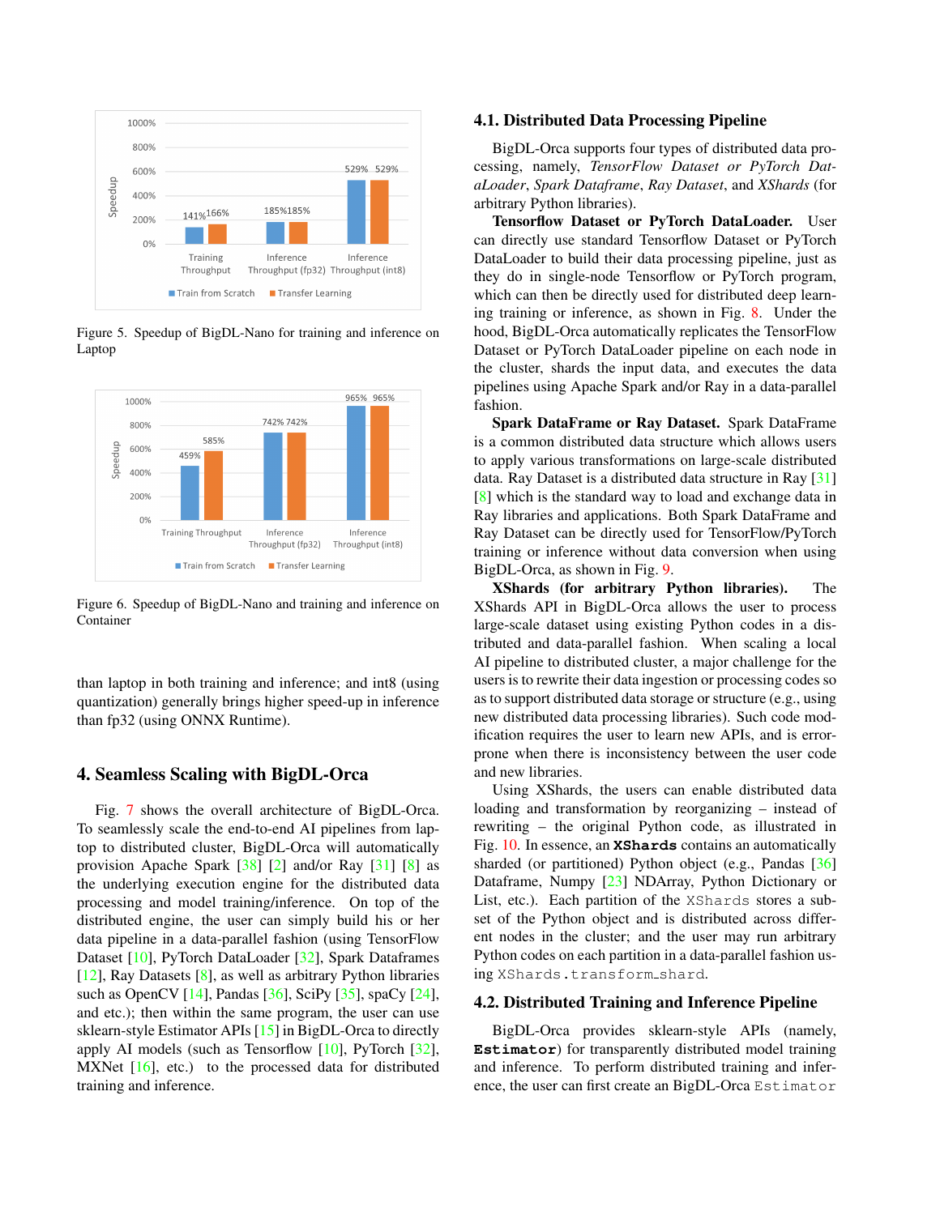Figure 5. Speedup of BigDL-Nano for training and inference on Laptop

Figure 6. Speedup of BigDL-Nano and training and inference on Container

than laptop in both training and inference; and int8 (using quantization) generally brings higher speed-up in inference than fp32 (using ONNX Runtime).

## 4. Seamless Scaling with BigDL-Orca

Fig. 7 shows the overall architecture of BigDL-Orca. To seamlessly scale the end-to-end AI pipelines from laptop to distributed cluster, BigDL-Orca will automatically provision Apache Spark [38] [2] and/or Ray [31] [8] as the underlying execution engine for the distributed data processing and model training/inference. On top of the distributed engine, the user can simply build his or her data pipeline in a data-parallel fashion (using TensorFlow Dataset [10], PyTorch DataLoader [32], Spark Dataframes [12], Ray Datasets [8], as well as arbitrary Python libraries such as OpenCV [14], Pandas [36], SciPy [35], spaCy [24], and etc.); then within the same program, the user can use sklearn-style Estimator APIs [15] in BigDL-Orca to directly apply AI models (such as Tensorflow [10], PyTorch [32], MXNet [16], etc.) to the processed data for distributed training and inference.

### 4.1. Distributed Data Processing Pipeline

BigDL-Orca supports four types of distributed data processing, namely, *TensorFlow Dataset or PyTorch DataLoader*, *Spark Dataframe*, *Ray Dataset*, and *XShards* (for arbitrary Python libraries).

**Tensorflow Dataset or PyTorch DataLoader.** User can directly use standard Tensorflow Dataset or PyTorch DataLoader to build their data processing pipeline, just as they do in single-node Tensorflow or PyTorch program, which can then be directly used for distributed deep learning training or inference, as shown in Fig. 8. Under the hood, BigDL-Orca automatically replicates the TensorFlow Dataset or PyTorch DataLoader pipeline on each node in the cluster, shards the input data, and executes the data pipelines using Apache Spark and/or Ray in a data-parallel fashion.

**Spark DataFrame or Ray Dataset.** Spark DataFrame is a common distributed data structure which allows users to apply various transformations on large-scale distributed data. Ray Dataset is a distributed data structure in Ray [31] [8] which is the standard way to load and exchange data in Ray libraries and applications. Both Spark DataFrame and Ray Dataset can be directly used for TensorFlow/PyTorch training or inference without data conversion when using BigDL-Orca, as shown in Fig. 9.

**XShards (for arbitrary Python libraries).** The XShards API in BigDL-Orca allows the user to process large-scale dataset using existing Python codes in a distributed and data-parallel fashion. When scaling a local AI pipeline to distributed cluster, a major challenge for the users is to rewrite their data ingestion or processing codes so as to support distributed data storage or structure (e.g., using new distributed data processing libraries). Such code modification requires the user to learn new APIs, and is error-prone when there is inconsistency between the user code and new libraries.

Using XShards, the users can enable distributed data loading and transformation by reorganizing – instead of rewriting – the original Python code, as illustrated in Fig. 10. In essence, an **`XShards`** contains an automatically sharded (or partitioned) Python object (e.g., Pandas [36] Dataframe, Numpy [23] NDArray, Python Dictionary or List, etc.). Each partition of the `XShards` stores a subset of the Python object and is distributed across different nodes in the cluster; and the user may run arbitrary Python codes on each partition in a data-parallel fashion using `XShards.transform_shard`.

### 4.2. Distributed Training and Inference Pipeline

BigDL-Orca provides sklearn-style APIs (namely, **`Estimator`**) for transparently distributed model training and inference. To perform distributed training and inference, the user can first create an BigDL-Orca `Estimator`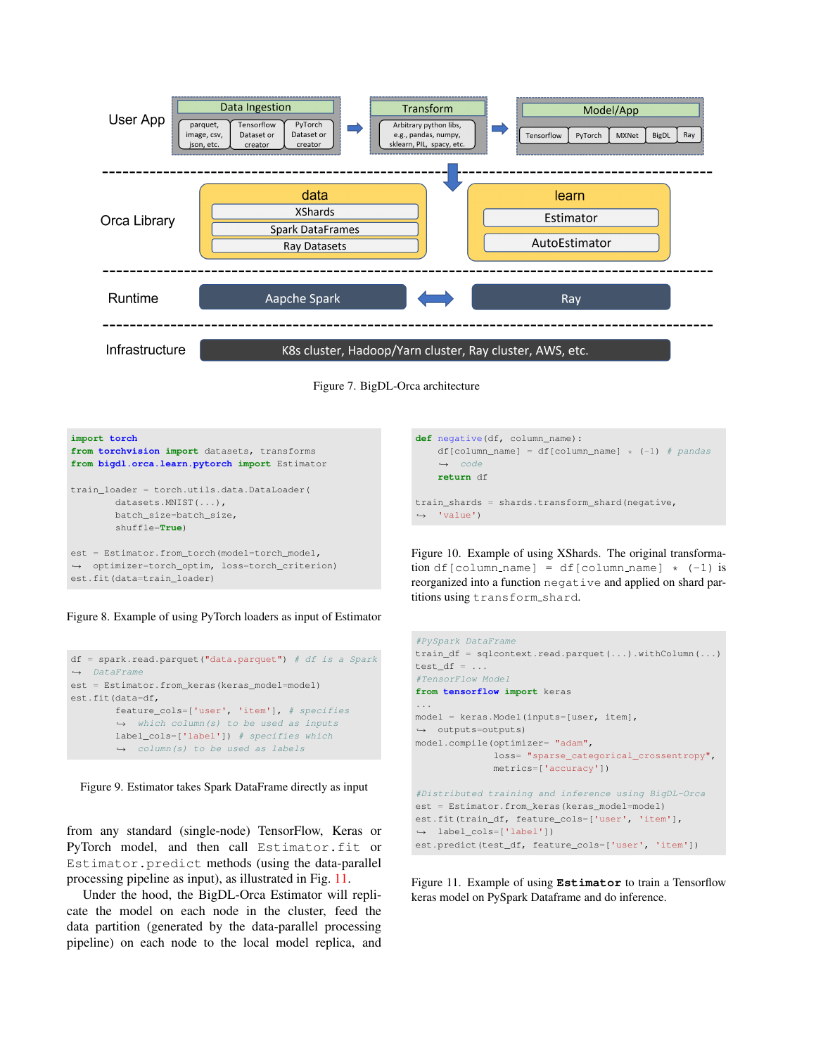User App

Data Ingestion: parquet, image, csv, json, etc. | Tensorflow Dataset or creator | PyTorch Dataset or creator

Transform: Arbitrary python libs, e.g., pandas, numpy, sklearn, PIL, spacy, etc.

Model/App: Tensorflow | PyTorch | MXNet | BigDL | Ray

Orca Library

data: XShards | Spark DataFrames | Ray Datasets

learn: Estimator | AutoEstimator

Runtime: Aapche Spark | Ray

Infrastructure: K8s cluster, Hadoop/Yarn cluster, Ray cluster, AWS, etc.

Figure 7. BigDL-Orca architecture

```
import torch
from torchvision import datasets, transforms
from bigdl.orca.learn.pytorch import Estimator

train_loader = torch.utils.data.DataLoader(
        datasets.MNIST(...),
        batch_size=batch_size,
        shuffle=True)

est = Estimator.from_torch(model=torch_model,
    optimizer=torch_optim, loss=torch_criterion)
est.fit(data=train_loader)
```

Figure 8. Example of using PyTorch loaders as input of Estimator

```
df = spark.read.parquet("data.parquet") # df is a Spark
    DataFrame
est = Estimator.from_keras(keras_model=model)
est.fit(data=df,
        feature_cols=['user', 'item'], # specifies
            which column(s) to be used as inputs
        label_cols=['label']) # specifies which
            column(s) to be used as labels
```

Figure 9. Estimator takes Spark DataFrame directly as input

from any standard (single-node) TensorFlow, Keras or PyTorch model, and then call `Estimator.fit` or `Estimator.predict` methods (using the data-parallel processing pipeline as input), as illustrated in Fig. 11.

Under the hood, the BigDL-Orca Estimator will replicate the model on each node in the cluster, feed the data partition (generated by the data-parallel processing pipeline) on each node to the local model replica, and

```
def negative(df, column_name):
    df[column_name] = df[column_name] * (-1) # pandas
        code
    return df

train_shards = shards.transform_shard(negative,
    'value')
```

Figure 10. Example of using XShards. The original transformation `df[column_name] = df[column_name] * (-1)` is reorganized into a function `negative` and applied on shard partitions using `transform_shard`.

```
#PySpark DataFrame
train_df = sqlcontext.read.parquet(...).withColumn(...)
test_df = ...
#TensorFlow Model
from tensorflow import keras
...
model = keras.Model(inputs=[user, item],
    outputs=outputs)
model.compile(optimizer= "adam",
              loss= "sparse_categorical_crossentropy",
              metrics=['accuracy'])

#Distributed training and inference using BigDL-Orca
est = Estimator.from_keras(keras_model=model)
est.fit(train_df, feature_cols=['user', 'item'],
    label_cols=['label'])
est.predict(test_df, feature_cols=['user', 'item'])
```

Figure 11. Example of using **`Estimator`** to train a Tensorflow keras model on PySpark Dataframe and do inference.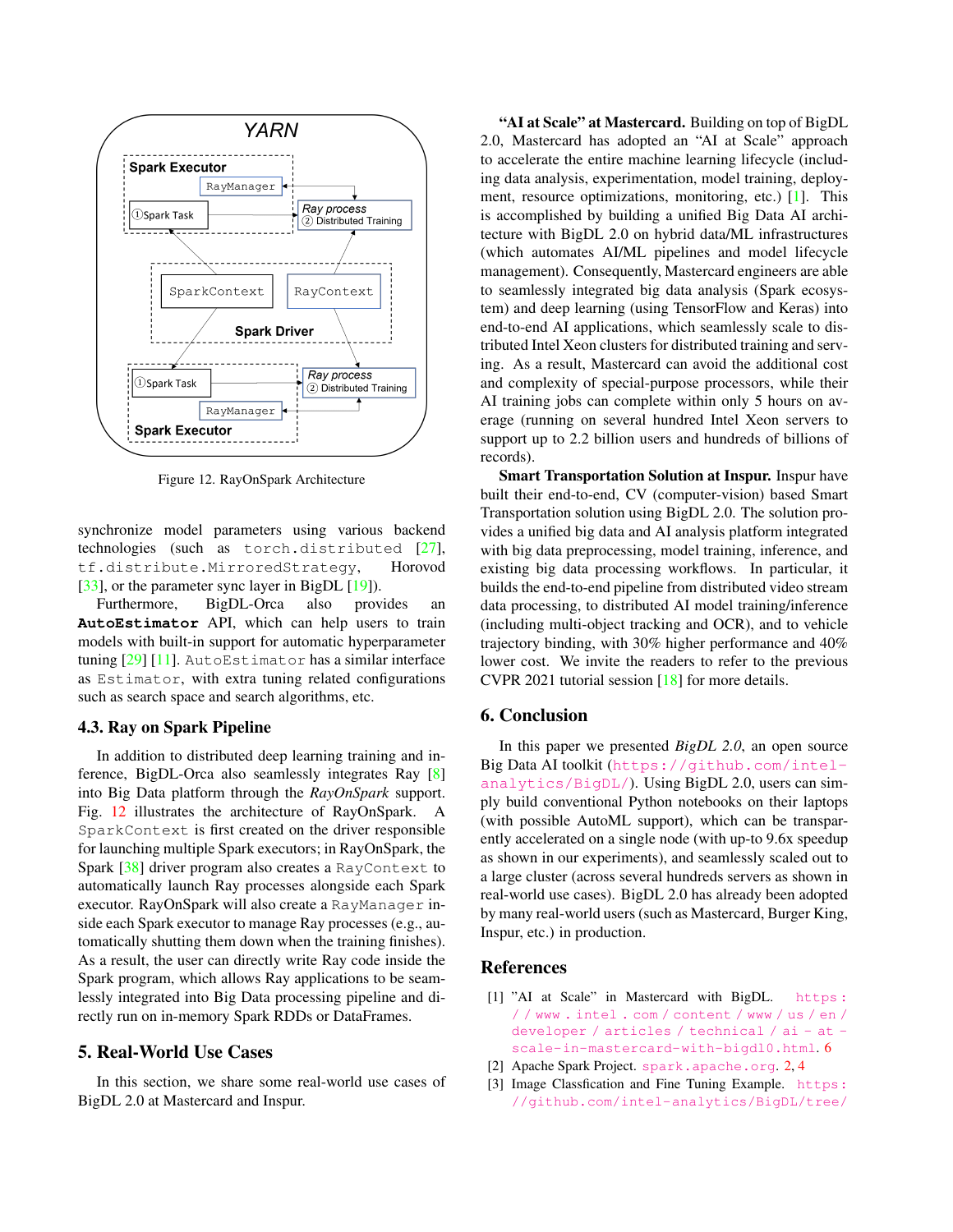Figure 12. RayOnSpark Architecture

synchronize model parameters using various backend technologies (such as `torch.distributed` [27], `tf.distribute.MirroredStrategy`, Horovod [33], or the parameter sync layer in BigDL [19]).

Furthermore, BigDL-Orca also provides an **`AutoEstimator`** API, which can help users to train models with built-in support for automatic hyperparameter tuning [29] [11]. `AutoEstimator` has a similar interface as `Estimator`, with extra tuning related configurations such as search space and search algorithms, etc.

### 4.3. Ray on Spark Pipeline

In addition to distributed deep learning training and inference, BigDL-Orca also seamlessly integrates Ray [8] into Big Data platform through the *RayOnSpark* support. Fig. 12 illustrates the architecture of RayOnSpark. A `SparkContext` is first created on the driver responsible for launching multiple Spark executors; in RayOnSpark, the Spark [38] driver program also creates a `RayContext` to automatically launch Ray processes alongside each Spark executor. RayOnSpark will also create a `RayManager` inside each Spark executor to manage Ray processes (e.g., automatically shutting them down when the training finishes). As a result, the user can directly write Ray code inside the Spark program, which allows Ray applications to be seamlessly integrated into Big Data processing pipeline and directly run on in-memory Spark RDDs or DataFrames.

## 5. Real-World Use Cases

In this section, we share some real-world use cases of BigDL 2.0 at Mastercard and Inspur.

**"AI at Scale" at Mastercard.** Building on top of BigDL 2.0, Mastercard has adopted an "AI at Scale" approach to accelerate the entire machine learning lifecycle (including data analysis, experimentation, model training, deployment, resource optimizations, monitoring, etc.) [1]. This is accomplished by building a unified Big Data AI architecture with BigDL 2.0 on hybrid data/ML infrastructures (which automates AI/ML pipelines and model lifecycle management). Consequently, Mastercard engineers are able to seamlessly integrated big data analysis (Spark ecosystem) and deep learning (using TensorFlow and Keras) into end-to-end AI applications, which seamlessly scale to distributed Intel Xeon clusters for distributed training and serving. As a result, Mastercard can avoid the additional cost and complexity of special-purpose processors, while their AI training jobs can complete within only 5 hours on average (running on several hundred Intel Xeon servers to support up to 2.2 billion users and hundreds of billions of records).

**Smart Transportation Solution at Inspur.** Inspur have built their end-to-end, CV (computer-vision) based Smart Transportation solution using BigDL 2.0. The solution provides a unified big data and AI analysis platform integrated with big data preprocessing, model training, inference, and existing big data processing workflows. In particular, it builds the end-to-end pipeline from distributed video stream data processing, to distributed AI model training/inference (including multi-object tracking and OCR), and to vehicle trajectory binding, with 30% higher performance and 40% lower cost. We invite the readers to refer to the previous CVPR 2021 tutorial session [18] for more details.

## 6. Conclusion

In this paper we presented *BigDL 2.0*, an open source Big Data AI toolkit (https://github.com/intel-analytics/BigDL/). Using BigDL 2.0, users can simply build conventional Python notebooks on their laptops (with possible AutoML support), which can be transparently accelerated on a single node (with up-to 9.6x speedup as shown in our experiments), and seamlessly scaled out to a large cluster (across several hundreds servers as shown in real-world use cases). BigDL 2.0 has already been adopted by many real-world users (such as Mastercard, Burger King, Inspur, etc.) in production.

## References

[1] "AI at Scale" in Mastercard with BigDL. https://www.intel.com/content/www/us/en/developer/articles/technical/ai-at-scale-in-mastercard-with-bigdl0.html. 6

[2] Apache Spark Project. spark.apache.org. 2, 4

[3] Image Classfication and Fine Tuning Example. https://github.com/intel-analytics/BigDL/tree/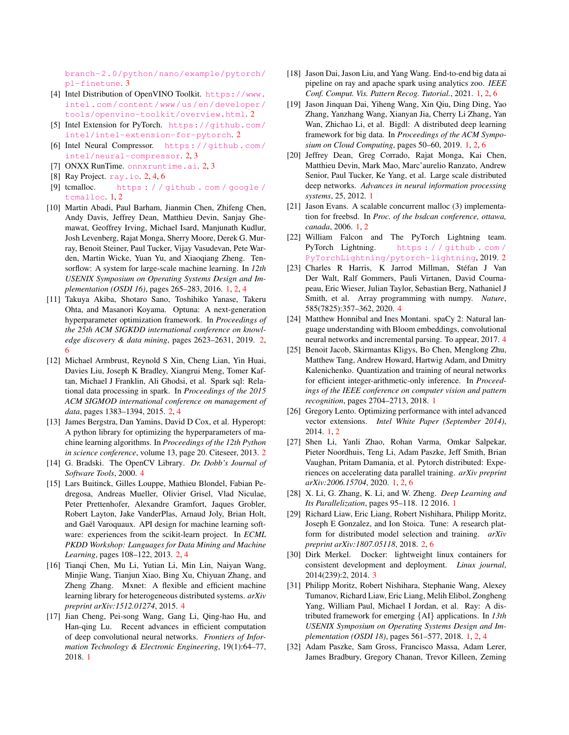branch-2.0/python/nano/example/pytorch/pl-finetune. 3

[4] Intel Distribution of OpenVINO Toolkit. https://www.intel.com/content/www/us/en/developer/tools/openvino-toolkit/overview.html. 2

[5] Intel Extension for PyTorch. https://github.com/intel/intel-extension-for-pytorch. 2

[6] Intel Neural Compressor. https://github.com/intel/neural-compressor. 2, 3

[7] ONXX RunTime. onnxruntime.ai. 2, 3

[8] Ray Project. ray.io. 2, 4, 6

[9] tcmalloc. https://github.com/google/tcmalloc. 1, 2

[10] Martin Abadi, Paul Barham, Jianmin Chen, Zhifeng Chen, Andy Davis, Jeffrey Dean, Matthieu Devin, Sanjay Ghemawat, Geoffrey Irving, Michael Isard, Manjunath Kudlur, Josh Levenberg, Rajat Monga, Sherry Moore, Derek G. Murray, Benoit Steiner, Paul Tucker, Vijay Vasudevan, Pete Warden, Martin Wicke, Yuan Yu, and Xiaoqiang Zheng. Tensorflow: A system for large-scale machine learning. In *12th USENIX Symposium on Operating Systems Design and Implementation (OSDI 16)*, pages 265–283, 2016. 1, 2, 4

[11] Takuya Akiba, Shotaro Sano, Toshihiko Yanase, Takeru Ohta, and Masanori Koyama. Optuna: A next-generation hyperparameter optimization framework. In *Proceedings of the 25th ACM SIGKDD international conference on knowledge discovery & data mining*, pages 2623–2631, 2019. 2, 6

[12] Michael Armbrust, Reynold S Xin, Cheng Lian, Yin Huai, Davies Liu, Joseph K Bradley, Xiangrui Meng, Tomer Kaftan, Michael J Franklin, Ali Ghodsi, et al. Spark sql: Relational data processing in spark. In *Proceedings of the 2015 ACM SIGMOD international conference on management of data*, pages 1383–1394, 2015. 2, 4

[13] James Bergstra, Dan Yamins, David D Cox, et al. Hyperopt: A python library for optimizing the hyperparameters of machine learning algorithms. In *Proceedings of the 12th Python in science conference*, volume 13, page 20. Citeseer, 2013. 2

[14] G. Bradski. The OpenCV Library. *Dr. Dobb's Journal of Software Tools*, 2000. 4

[15] Lars Buitinck, Gilles Louppe, Mathieu Blondel, Fabian Pedregosa, Andreas Mueller, Olivier Grisel, Vlad Niculae, Peter Prettenhofer, Alexandre Gramfort, Jaques Grobler, Robert Layton, Jake VanderPlas, Arnaud Joly, Brian Holt, and Gaël Varoquaux. API design for machine learning software: experiences from the scikit-learn project. In *ECML PKDD Workshop: Languages for Data Mining and Machine Learning*, pages 108–122, 2013. 2, 4

[16] Tianqi Chen, Mu Li, Yutian Li, Min Lin, Naiyan Wang, Minjie Wang, Tianjun Xiao, Bing Xu, Chiyuan Zhang, and Zheng Zhang. Mxnet: A flexible and efficient machine learning library for heterogeneous distributed systems. *arXiv preprint arXiv:1512.01274*, 2015. 4

[17] Jian Cheng, Pei-song Wang, Gang Li, Qing-hao Hu, and Han-qing Lu. Recent advances in efficient computation of deep convolutional neural networks. *Frontiers of Information Technology & Electronic Engineering*, 19(1):64–77, 2018. 1

[18] Jason Dai, Jason Liu, and Yang Wang. End-to-end big data ai pipeline on ray and apache spark using analytics zoo. *IEEE Conf. Comput. Vis. Pattern Recog. Tutorial.*, 2021. 1, 2, 6

[19] Jason Jinquan Dai, Yiheng Wang, Xin Qiu, Ding Ding, Yao Zhang, Yanzhang Wang, Xianyan Jia, Cherry Li Zhang, Yan Wan, Zhichao Li, et al. Bigdl: A distributed deep learning framework for big data. In *Proceedings of the ACM Symposium on Cloud Computing*, pages 50–60, 2019. 1, 2, 6

[20] Jeffrey Dean, Greg Corrado, Rajat Monga, Kai Chen, Matthieu Devin, Mark Mao, Marc'aurelio Ranzato, Andrew Senior, Paul Tucker, Ke Yang, et al. Large scale distributed deep networks. *Advances in neural information processing systems*, 25, 2012. 1

[21] Jason Evans. A scalable concurrent malloc (3) implementation for freebsd. In *Proc. of the bsdcan conference, ottawa, canada*, 2006. 1, 2

[22] William Falcon and The PyTorch Lightning team. PyTorch Lightning. https://github.com/PyTorchLightning/pytorch-lightning, 2019. 2

[23] Charles R Harris, K Jarrod Millman, Stéfan J Van Der Walt, Ralf Gommers, Pauli Virtanen, David Cournapeau, Eric Wieser, Julian Taylor, Sebastian Berg, Nathaniel J Smith, et al. Array programming with numpy. *Nature*, 585(7825):357–362, 2020. 4

[24] Matthew Honnibal and Ines Montani. spaCy 2: Natural language understanding with Bloom embeddings, convolutional neural networks and incremental parsing. To appear, 2017. 4

[25] Benoit Jacob, Skirmantas Kligys, Bo Chen, Menglong Zhu, Matthew Tang, Andrew Howard, Hartwig Adam, and Dmitry Kalenichenko. Quantization and training of neural networks for efficient integer-arithmetic-only inference. In *Proceedings of the IEEE conference on computer vision and pattern recognition*, pages 2704–2713, 2018. 1

[26] Gregory Lento. Optimizing performance with intel advanced vector extensions. *Intel White Paper (September 2014)*, 2014. 1, 2

[27] Shen Li, Yanli Zhao, Rohan Varma, Omkar Salpekar, Pieter Noordhuis, Teng Li, Adam Paszke, Jeff Smith, Brian Vaughan, Pritam Damania, et al. Pytorch distributed: Experiences on accelerating data parallel training. *arXiv preprint arXiv:2006.15704*, 2020. 1, 2, 6

[28] X. Li, G. Zhang, K. Li, and W. Zheng. *Deep Learning and Its Parallelization*, pages 95–118. 12 2016. 1

[29] Richard Liaw, Eric Liang, Robert Nishihara, Philipp Moritz, Joseph E Gonzalez, and Ion Stoica. Tune: A research platform for distributed model selection and training. *arXiv preprint arXiv:1807.05118*, 2018. 2, 6

[30] Dirk Merkel. Docker: lightweight linux containers for consistent development and deployment. *Linux journal*, 2014(239):2, 2014. 3

[31] Philipp Moritz, Robert Nishihara, Stephanie Wang, Alexey Tumanov, Richard Liaw, Eric Liang, Melih Elibol, Zongheng Yang, William Paul, Michael I Jordan, et al. Ray: A distributed framework for emerging {AI} applications. In *13th USENIX Symposium on Operating Systems Design and Implementation (OSDI 18)*, pages 561–577, 2018. 1, 2, 4

[32] Adam Paszke, Sam Gross, Francisco Massa, Adam Lerer, James Bradbury, Gregory Chanan, Trevor Killeen, Zeming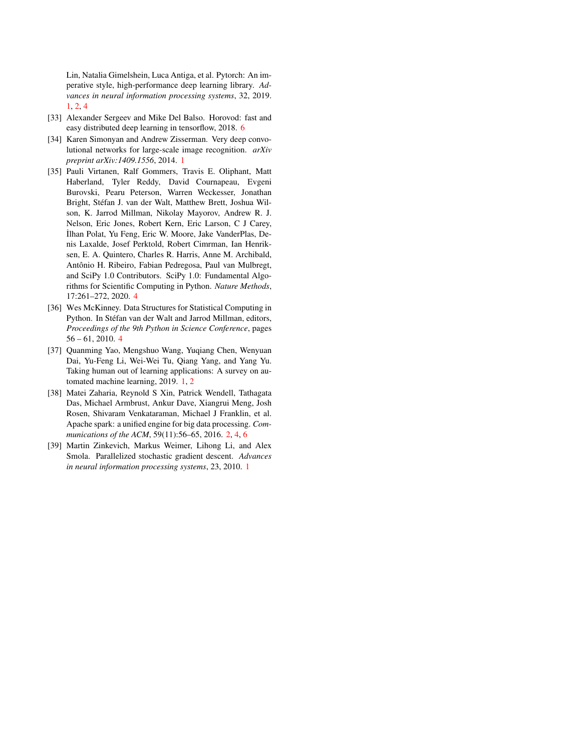Lin, Natalia Gimelshein, Luca Antiga, et al. Pytorch: An imperative style, high-performance deep learning library. *Advances in neural information processing systems*, 32, 2019. 1, 2, 4

[33] Alexander Sergeev and Mike Del Balso. Horovod: fast and easy distributed deep learning in tensorflow, 2018. 6

[34] Karen Simonyan and Andrew Zisserman. Very deep convolutional networks for large-scale image recognition. *arXiv preprint arXiv:1409.1556*, 2014. 1

[35] Pauli Virtanen, Ralf Gommers, Travis E. Oliphant, Matt Haberland, Tyler Reddy, David Cournapeau, Evgeni Burovski, Pearu Peterson, Warren Weckesser, Jonathan Bright, Stéfan J. van der Walt, Matthew Brett, Joshua Wilson, K. Jarrod Millman, Nikolay Mayorov, Andrew R. J. Nelson, Eric Jones, Robert Kern, Eric Larson, C J Carey, İlhan Polat, Yu Feng, Eric W. Moore, Jake VanderPlas, Denis Laxalde, Josef Perktold, Robert Cimrman, Ian Henriksen, E. A. Quintero, Charles R. Harris, Anne M. Archibald, Antônio H. Ribeiro, Fabian Pedregosa, Paul van Mulbregt, and SciPy 1.0 Contributors. SciPy 1.0: Fundamental Algorithms for Scientific Computing in Python. *Nature Methods*, 17:261–272, 2020. 4

[36] Wes McKinney. Data Structures for Statistical Computing in Python. In Stéfan van der Walt and Jarrod Millman, editors, *Proceedings of the 9th Python in Science Conference*, pages 56 – 61, 2010. 4

[37] Quanming Yao, Mengshuo Wang, Yuqiang Chen, Wenyuan Dai, Yu-Feng Li, Wei-Wei Tu, Qiang Yang, and Yang Yu. Taking human out of learning applications: A survey on automated machine learning, 2019. 1, 2

[38] Matei Zaharia, Reynold S Xin, Patrick Wendell, Tathagata Das, Michael Armbrust, Ankur Dave, Xiangrui Meng, Josh Rosen, Shivaram Venkataraman, Michael J Franklin, et al. Apache spark: a unified engine for big data processing. *Communications of the ACM*, 59(11):56–65, 2016. 2, 4, 6

[39] Martin Zinkevich, Markus Weimer, Lihong Li, and Alex Smola. Parallelized stochastic gradient descent. *Advances in neural information processing systems*, 23, 2010. 1